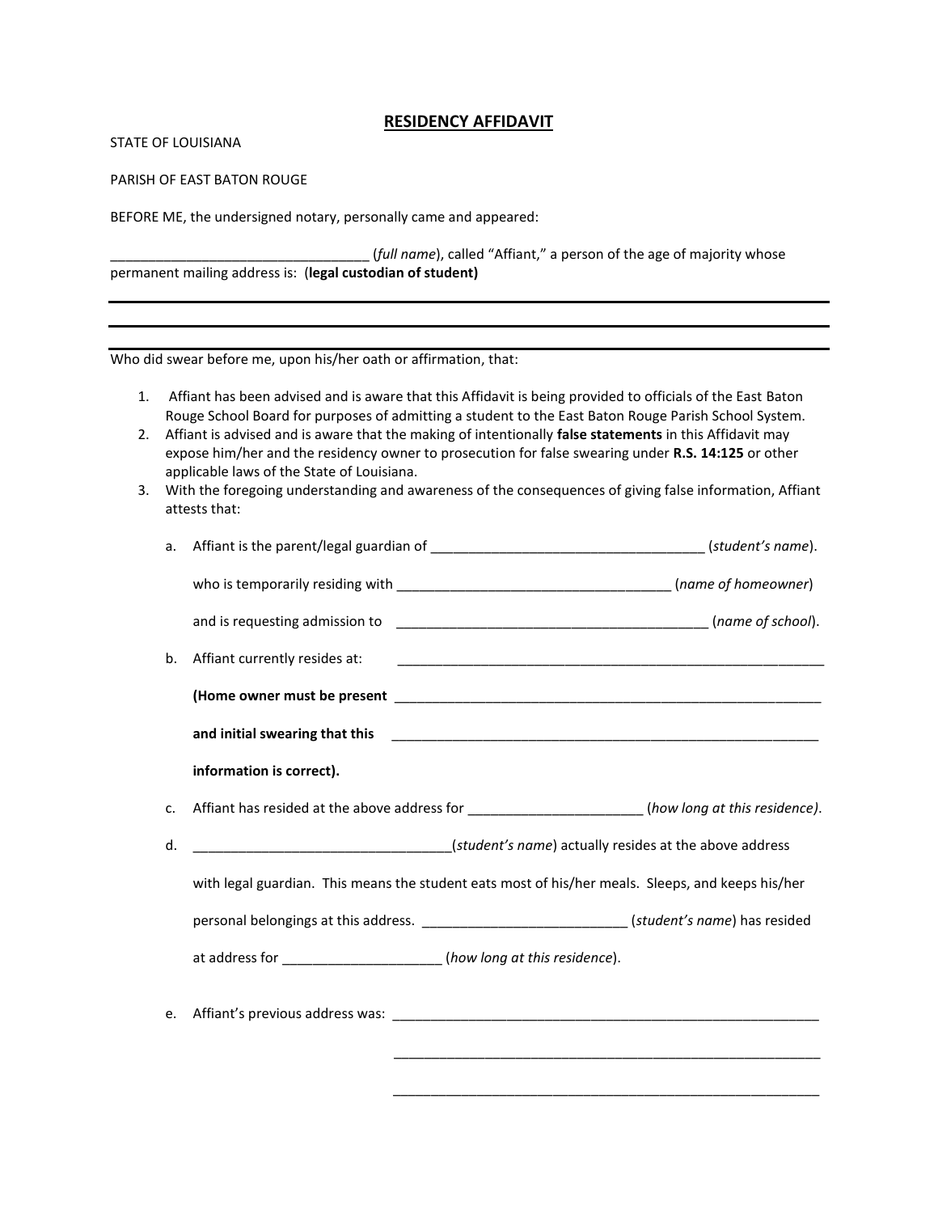# RESIDENCY AFFIDAVIT

STATE OF LOUISIANA

PARISH OF EAST BATON ROUGE

BEFORE ME, the undersigned notary, personally came and appeared:

_________________________________ (*full name*), called "Affiant," a person of the age of majority whose permanent mailing address is: (**legal custodian of student)**

______________________________________________________________________________

______________________________________________________________________________

______________________________________________________________________________

Who did swear before me, upon his/her oath or affirmation, that:

1. Affiant has been advised and is aware that this Affidavit is being provided to officials of the East Baton Rouge School Board for purposes of admitting a student to the East Baton Rouge Parish School System.
2. Affiant is advised and is aware that the making of intentionally **false statements** in this Affidavit may expose him/her and the residency owner to prosecution for false swearing under **R.S. 14:125** or other applicable laws of the State of Louisiana.
3. With the foregoing understanding and awareness of the consequences of giving false information, Affiant attests that:

   a. Affiant is the parent/legal guardian of ___________________________________ (*student's name*).

      who is temporarily residing with ___________________________________ (*name of homeowner*)

      and is requesting admission to ________________________________________ (*name of school*).

   b. Affiant currently resides at: _________________________________________________________

      **(Home owner must be present** _________________________________________________________

      **and initial swearing that this** _________________________________________________________

      **information is correct).**

   c. Affiant has resided at the above address for ______________________ (*how long at this residence)*.

   d. _________________________________(*student's name*) actually resides at the above address

      with legal guardian. This means the student eats most of his/her meals. Sleeps, and keeps his/her

      personal belongings at this address. __________________________ (*student's name*) has resided

      at address for ____________________ (*how long at this residence*).

   e. Affiant's previous address was: _________________________________________________________

      _________________________________________________________

      _________________________________________________________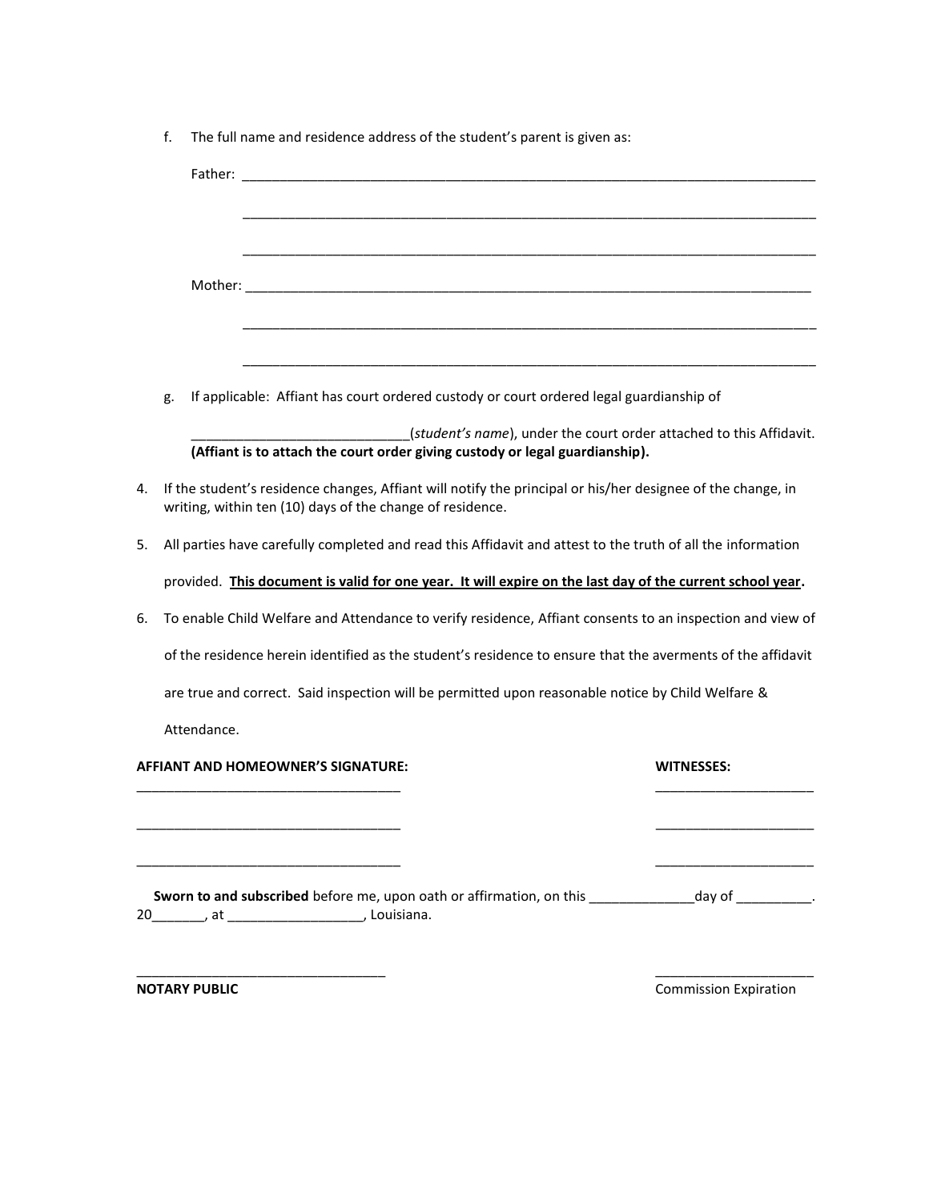f. The full name and residence address of the student's parent is given as:

Father: ______________________________________________________________________________

______________________________________________________________________________

______________________________________________________________________________

Mother: _____________________________________________________________________________

______________________________________________________________________________

______________________________________________________________________________

g. If applicable: Affiant has court ordered custody or court ordered legal guardianship of

_____________________________(*student's name*), under the court order attached to this Affidavit. **(Affiant is to attach the court order giving custody or legal guardianship).**

4. If the student's residence changes, Affiant will notify the principal or his/her designee of the change, in writing, within ten (10) days of the change of residence.

5. All parties have carefully completed and read this Affidavit and attest to the truth of all the information provided. **<u>This document is valid for one year. It will expire on the last day of the current school year</u>.**

6. To enable Child Welfare and Attendance to verify residence, Affiant consents to an inspection and view of of the residence herein identified as the student's residence to ensure that the averments of the affidavit are true and correct. Said inspection will be permitted upon reasonable notice by Child Welfare & Attendance.

**AFFIANT AND HOMEOWNER'S SIGNATURE:** | **WITNESSES:**

____________________________________ | ______________________

____________________________________ | ______________________

____________________________________ | ______________________

**Sworn to and subscribed** before me, upon oath or affirmation, on this ______________day of __________. 20_______, at __________________, Louisiana.

__________________________________ | ______________________

**NOTARY PUBLIC** | Commission Expiration